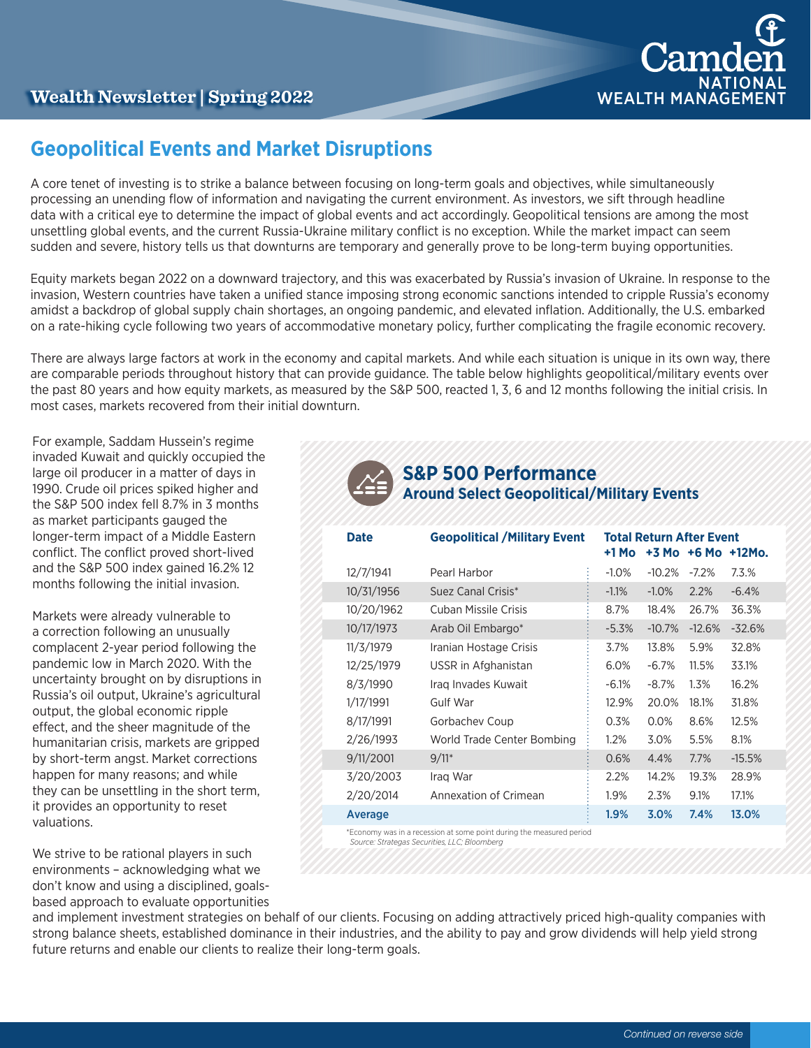Wealth Newsletter | Spring 2022

Camden NATIONAL WEALTH MANAGEMENT

## Geopolitical Events and Market Disruptions

A core tenet of investing is to strike a balance between focusing on long-term goals and objectives, while simultaneously processing an unending flow of information and navigating the current environment. As investors, we sift through headline data with a critical eye to determine the impact of global events and act accordingly. Geopolitical tensions are among the most unsettling global events, and the current Russia-Ukraine military conflict is no exception. While the market impact can seem sudden and severe, history tells us that downturns are temporary and generally prove to be long-term buying opportunities.

Equity markets began 2022 on a downward trajectory, and this was exacerbated by Russia's invasion of Ukraine. In response to the invasion, Western countries have taken a unified stance imposing strong economic sanctions intended to cripple Russia's economy amidst a backdrop of global supply chain shortages, an ongoing pandemic, and elevated inflation. Additionally, the U.S. embarked on a rate-hiking cycle following two years of accommodative monetary policy, further complicating the fragile economic recovery.

There are always large factors at work in the economy and capital markets. And while each situation is unique in its own way, there are comparable periods throughout history that can provide guidance. The table below highlights geopolitical/military events over the past 80 years and how equity markets, as measured by the S&P 500, reacted 1, 3, 6 and 12 months following the initial crisis. In most cases, markets recovered from their initial downturn.

For example, Saddam Hussein's regime invaded Kuwait and quickly occupied the large oil producer in a matter of days in 1990. Crude oil prices spiked higher and the S&P 500 index fell 8.7% in 3 months as market participants gauged the longer-term impact of a Middle Eastern conflict. The conflict proved short-lived and the S&P 500 index gained 16.2% 12 months following the initial invasion.

Markets were already vulnerable to a correction following an unusually complacent 2-year period following the pandemic low in March 2020. With the uncertainty brought on by disruptions in Russia's oil output, Ukraine's agricultural output, the global economic ripple effect, and the sheer magnitude of the humanitarian crisis, markets are gripped by short-term angst. Market corrections happen for many reasons; and while they can be unsettling in the short term, it provides an opportunity to reset valuations.

### S&P 500 Performance
#### Around Select Geopolitical/Military Events

| Date | Geopolitical /Military Event | Total Return After Event +1 Mo | +3 Mo | +6 Mo | +12Mo. |
|---|---|---|---|---|---|
| 12/7/1941 | Pearl Harbor | -1.0% | -10.2% | -7.2% | 7.3% |
| 10/31/1956 | Suez Canal Crisis* | -1.1% | -1.0% | 2.2% | -6.4% |
| 10/20/1962 | Cuban Missile Crisis | 8.7% | 18.4% | 26.7% | 36.3% |
| 10/17/1973 | Arab Oil Embargo* | -5.3% | -10.7% | -12.6% | -32.6% |
| 11/3/1979 | Iranian Hostage Crisis | 3.7% | 13.8% | 5.9% | 32.8% |
| 12/25/1979 | USSR in Afghanistan | 6.0% | -6.7% | 11.5% | 33.1% |
| 8/3/1990 | Iraq Invades Kuwait | -6.1% | -8.7% | 1.3% | 16.2% |
| 1/17/1991 | Gulf War | 12.9% | 20.0% | 18.1% | 31.8% |
| 8/17/1991 | Gorbachev Coup | 0.3% | 0.0% | 8.6% | 12.5% |
| 2/26/1993 | World Trade Center Bombing | 1.2% | 3.0% | 5.5% | 8.1% |
| 9/11/2001 | 9/11* | 0.6% | 4.4% | 7.7% | -15.5% |
| 3/20/2003 | Iraq War | 2.2% | 14.2% | 19.3% | 28.9% |
| 2/20/2014 | Annexation of Crimean | 1.9% | 2.3% | 9.1% | 17.1% |
| **Average** | | **1.9%** | **3.0%** | **7.4%** | **13.0%** |

*Economy was in a recession at some point during the measured period
*Source: Strategas Securities, LLC; Bloomberg*

We strive to be rational players in such environments – acknowledging what we don't know and using a disciplined, goals-based approach to evaluate opportunities and implement investment strategies on behalf of our clients. Focusing on adding attractively priced high-quality companies with strong balance sheets, established dominance in their industries, and the ability to pay and grow dividends will help yield strong future returns and enable our clients to realize their long-term goals.

*Continued on reverse side*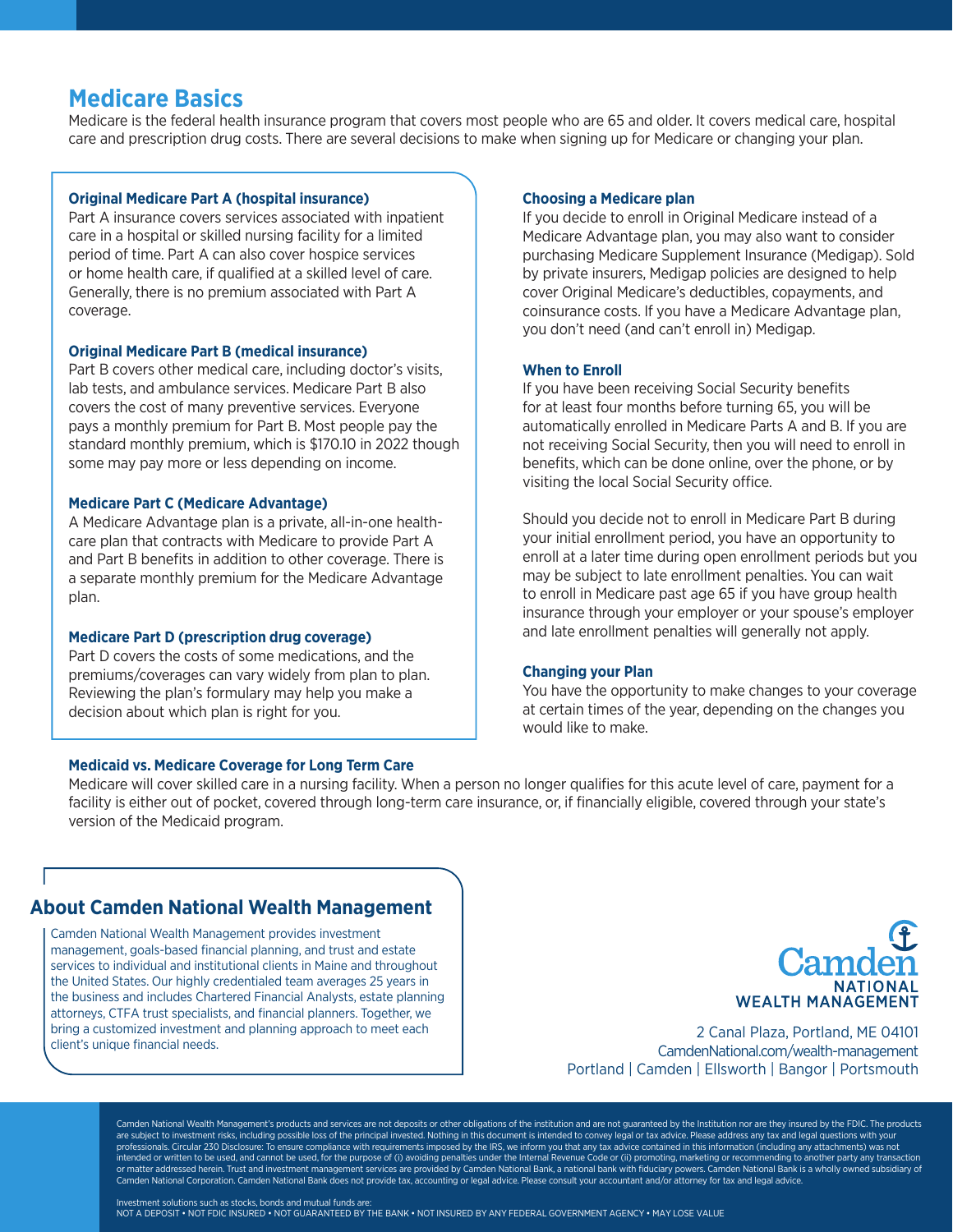## Medicare Basics

Medicare is the federal health insurance program that covers most people who are 65 and older. It covers medical care, hospital care and prescription drug costs. There are several decisions to make when signing up for Medicare or changing your plan.

**Original Medicare Part A (hospital insurance)**
Part A insurance covers services associated with inpatient care in a hospital or skilled nursing facility for a limited period of time. Part A can also cover hospice services or home health care, if qualified at a skilled level of care. Generally, there is no premium associated with Part A coverage.

**Original Medicare Part B (medical insurance)**
Part B covers other medical care, including doctor's visits, lab tests, and ambulance services. Medicare Part B also covers the cost of many preventive services. Everyone pays a monthly premium for Part B. Most people pay the standard monthly premium, which is $170.10 in 2022 though some may pay more or less depending on income.

**Medicare Part C (Medicare Advantage)**
A Medicare Advantage plan is a private, all-in-one health-care plan that contracts with Medicare to provide Part A and Part B benefits in addition to other coverage. There is a separate monthly premium for the Medicare Advantage plan.

**Medicare Part D (prescription drug coverage)**
Part D covers the costs of some medications, and the premiums/coverages can vary widely from plan to plan. Reviewing the plan's formulary may help you make a decision about which plan is right for you.

**Choosing a Medicare plan**
If you decide to enroll in Original Medicare instead of a Medicare Advantage plan, you may also want to consider purchasing Medicare Supplement Insurance (Medigap). Sold by private insurers, Medigap policies are designed to help cover Original Medicare's deductibles, copayments, and coinsurance costs. If you have a Medicare Advantage plan, you don't need (and can't enroll in) Medigap.

**When to Enroll**
If you have been receiving Social Security benefits for at least four months before turning 65, you will be automatically enrolled in Medicare Parts A and B. If you are not receiving Social Security, then you will need to enroll in benefits, which can be done online, over the phone, or by visiting the local Social Security office.

Should you decide not to enroll in Medicare Part B during your initial enrollment period, you have an opportunity to enroll at a later time during open enrollment periods but you may be subject to late enrollment penalties. You can wait to enroll in Medicare past age 65 if you have group health insurance through your employer or your spouse's employer and late enrollment penalties will generally not apply.

**Changing your Plan**
You have the opportunity to make changes to your coverage at certain times of the year, depending on the changes you would like to make.

**Medicaid vs. Medicare Coverage for Long Term Care**
Medicare will cover skilled care in a nursing facility. When a person no longer qualifies for this acute level of care, payment for a facility is either out of pocket, covered through long-term care insurance, or, if financially eligible, covered through your state's version of the Medicaid program.

## About Camden National Wealth Management

Camden National Wealth Management provides investment management, goals-based financial planning, and trust and estate services to individual and institutional clients in Maine and throughout the United States. Our highly credentialed team averages 25 years in the business and includes Chartered Financial Analysts, estate planning attorneys, CTFA trust specialists, and financial planners. Together, we bring a customized investment and planning approach to meet each client's unique financial needs.

Camden NATIONAL WEALTH MANAGEMENT

2 Canal Plaza, Portland, ME 04101
CamdenNational.com/wealth-management
Portland | Camden | Ellsworth | Bangor | Portsmouth

Camden National Wealth Management's products and services are not deposits or other obligations of the institution and are not guaranteed by the Institution nor are they insured by the FDIC. The products are subject to investment risks, including possible loss of the principal invested. Nothing in this document is intended to convey legal or tax advice. Please address any tax and legal questions with your professionals. Circular 230 Disclosure: To ensure compliance with requirements imposed by the IRS, we inform you that any tax advice contained in this information (including any attachments) was not intended or written to be used, and cannot be used, for the purpose of (i) avoiding penalties under the Internal Revenue Code or (ii) promoting, marketing or recommending to another party any transaction or matter addressed herein. Trust and investment management services are provided by Camden National Bank, a national bank with fiduciary powers. Camden National Bank is a wholly owned subsidiary of Camden National Corporation. Camden National Bank does not provide tax, accounting or legal advice. Please consult your accountant and/or attorney for tax and legal advice.

Investment solutions such as stocks, bonds and mutual funds are:
NOT A DEPOSIT • NOT FDIC INSURED • NOT GUARANTEED BY THE BANK • NOT INSURED BY ANY FEDERAL GOVERNMENT AGENCY • MAY LOSE VALUE